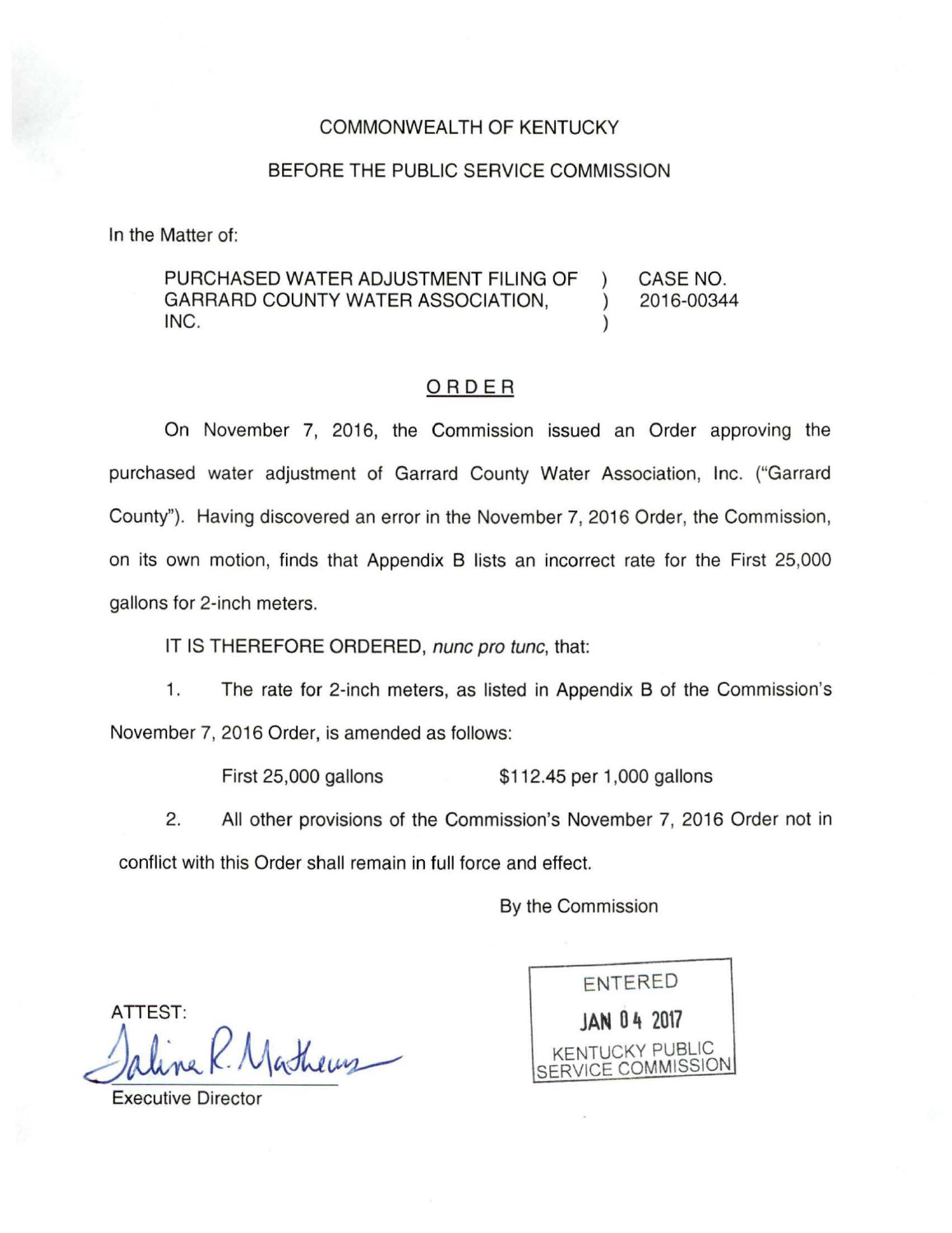COMMONWEALTH OF KENTUCKY

BEFORE THE PUBLIC SERVICE COMMISSION

In the Matter of:

| | | |
|---|---|---|
| PURCHASED WATER ADJUSTMENT FILING OF GARRARD COUNTY WATER ASSOCIATION, INC. | ) ) ) | CASE NO. 2016-00344 |

## ORDER

On November 7, 2016, the Commission issued an Order approving the purchased water adjustment of Garrard County Water Association, Inc. ("Garrard County"). Having discovered an error in the November 7, 2016 Order, the Commission, on its own motion, finds that Appendix B lists an incorrect rate for the First 25,000 gallons for 2-inch meters.

IT IS THEREFORE ORDERED, *nunc pro tunc*, that:

1. The rate for 2-inch meters, as listed in Appendix B of the Commission's November 7, 2016 Order, is amended as follows:

   First 25,000 gallons $112.45 per 1,000 gallons

2. All other provisions of the Commission's November 7, 2016 Order not in conflict with this Order shall remain in full force and effect.

By the Commission

ENTERED
JAN 04 2017
KENTUCKY PUBLIC SERVICE COMMISSION

ATTEST:

Executive Director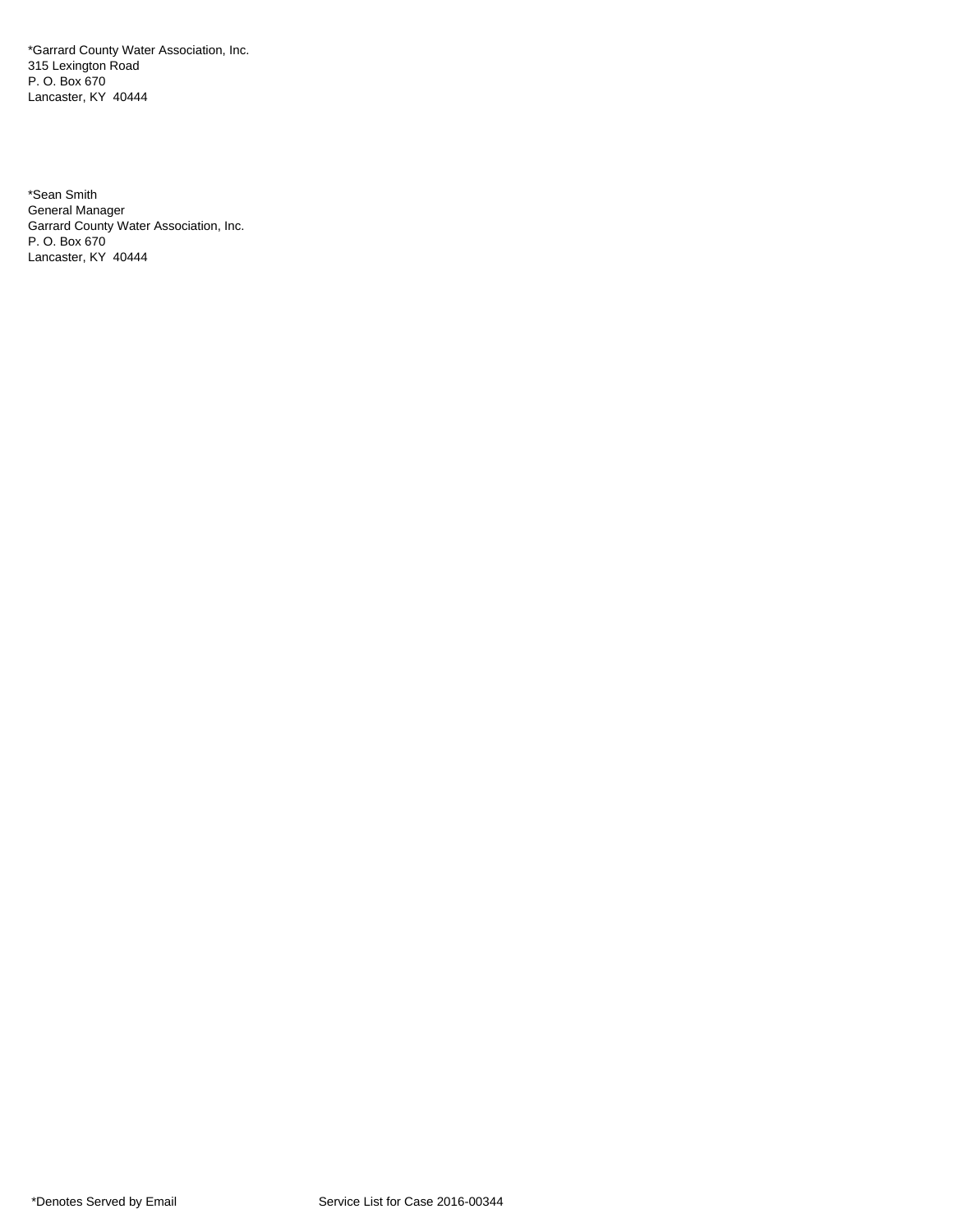*Garrard County Water Association, Inc.
315 Lexington Road
P. O. Box 670
Lancaster, KY 40444

*Sean Smith
General Manager
Garrard County Water Association, Inc.
P. O. Box 670
Lancaster, KY 40444